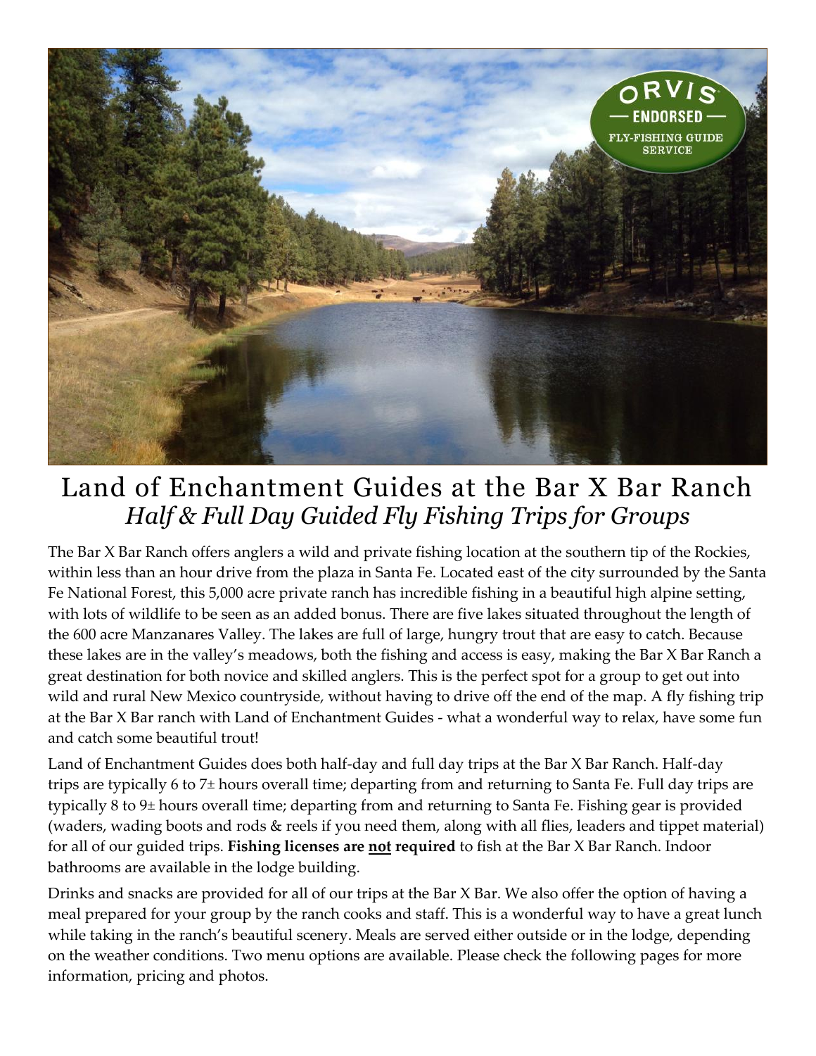# Land of Enchantment Guides at the Bar X Bar Ranch

## *Half & Full Day Guided Fly Fishing Trips for Groups*

The Bar X Bar Ranch offers anglers a wild and private fishing location at the southern tip of the Rockies, within less than an hour drive from the plaza in Santa Fe. Located east of the city surrounded by the Santa Fe National Forest, this 5,000 acre private ranch has incredible fishing in a beautiful high alpine setting, with lots of wildlife to be seen as an added bonus. There are five lakes situated throughout the length of the 600 acre Manzanares Valley. The lakes are full of large, hungry trout that are easy to catch. Because these lakes are in the valley's meadows, both the fishing and access is easy, making the Bar X Bar Ranch a great destination for both novice and skilled anglers. This is the perfect spot for a group to get out into wild and rural New Mexico countryside, without having to drive off the end of the map. A fly fishing trip at the Bar X Bar ranch with Land of Enchantment Guides - what a wonderful way to relax, have some fun and catch some beautiful trout!

Land of Enchantment Guides does both half-day and full day trips at the Bar X Bar Ranch. Half-day trips are typically 6 to 7± hours overall time; departing from and returning to Santa Fe. Full day trips are typically 8 to 9± hours overall time; departing from and returning to Santa Fe. Fishing gear is provided (waders, wading boots and rods & reels if you need them, along with all flies, leaders and tippet material) for all of our guided trips. **Fishing licenses are <u>not</u> required** to fish at the Bar X Bar Ranch. Indoor bathrooms are available in the lodge building.

Drinks and snacks are provided for all of our trips at the Bar X Bar. We also offer the option of having a meal prepared for your group by the ranch cooks and staff. This is a wonderful way to have a great lunch while taking in the ranch's beautiful scenery. Meals are served either outside or in the lodge, depending on the weather conditions. Two menu options are available. Please check the following pages for more information, pricing and photos.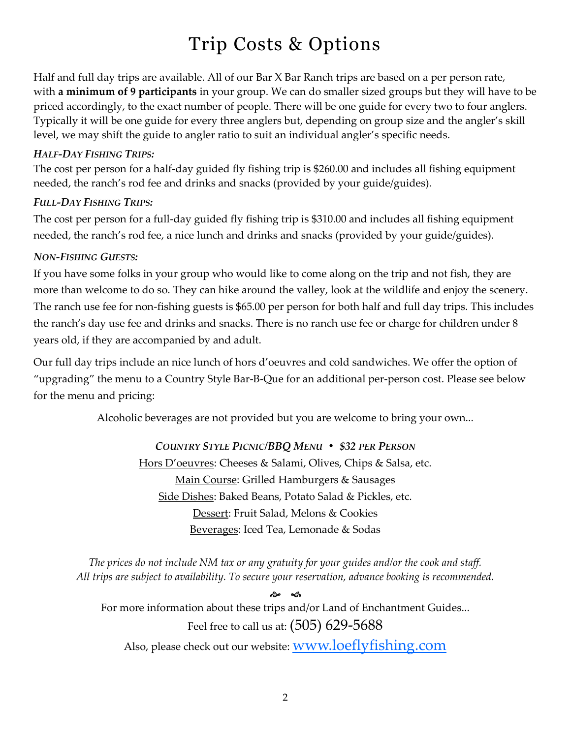# Trip Costs & Options

Half and full day trips are available. All of our Bar X Bar Ranch trips are based on a per person rate, with **a minimum of 9 participants** in your group. We can do smaller sized groups but they will have to be priced accordingly, to the exact number of people. There will be one guide for every two to four anglers. Typically it will be one guide for every three anglers but, depending on group size and the angler's skill level, we may shift the guide to angler ratio to suit an individual angler's specific needs.

***HALF-DAY FISHING TRIPS:***

The cost per person for a half-day guided fly fishing trip is $260.00 and includes all fishing equipment needed, the ranch's rod fee and drinks and snacks (provided by your guide/guides).

***FULL-DAY FISHING TRIPS:***

The cost per person for a full-day guided fly fishing trip is $310.00 and includes all fishing equipment needed, the ranch's rod fee, a nice lunch and drinks and snacks (provided by your guide/guides).

***NON-FISHING GUESTS:***

If you have some folks in your group who would like to come along on the trip and not fish, they are more than welcome to do so. They can hike around the valley, look at the wildlife and enjoy the scenery. The ranch use fee for non-fishing guests is $65.00 per person for both half and full day trips. This includes the ranch's day use fee and drinks and snacks. There is no ranch use fee or charge for children under 8 years old, if they are accompanied by and adult.

Our full day trips include an nice lunch of hors d'oeuvres and cold sandwiches. We offer the option of "upgrading" the menu to a Country Style Bar-B-Que for an additional per-person cost. Please see below for the menu and pricing:

Alcoholic beverages are not provided but you are welcome to bring your own...

***COUNTRY STYLE PICNIC/BBQ MENU • $32 PER PERSON***

Hors D'oeuvres: Cheeses & Salami, Olives, Chips & Salsa, etc.

Main Course: Grilled Hamburgers & Sausages

Side Dishes: Baked Beans, Potato Salad & Pickles, etc.

Dessert: Fruit Salad, Melons & Cookies

Beverages: Iced Tea, Lemonade & Sodas

*The prices do not include NM tax or any gratuity for your guides and/or the cook and staff.*
*All trips are subject to availability. To secure your reservation, advance booking is recommended.*

For more information about these trips and/or Land of Enchantment Guides...

Feel free to call us at: (505) 629-5688

Also, please check out our website: www.loeflyfishing.com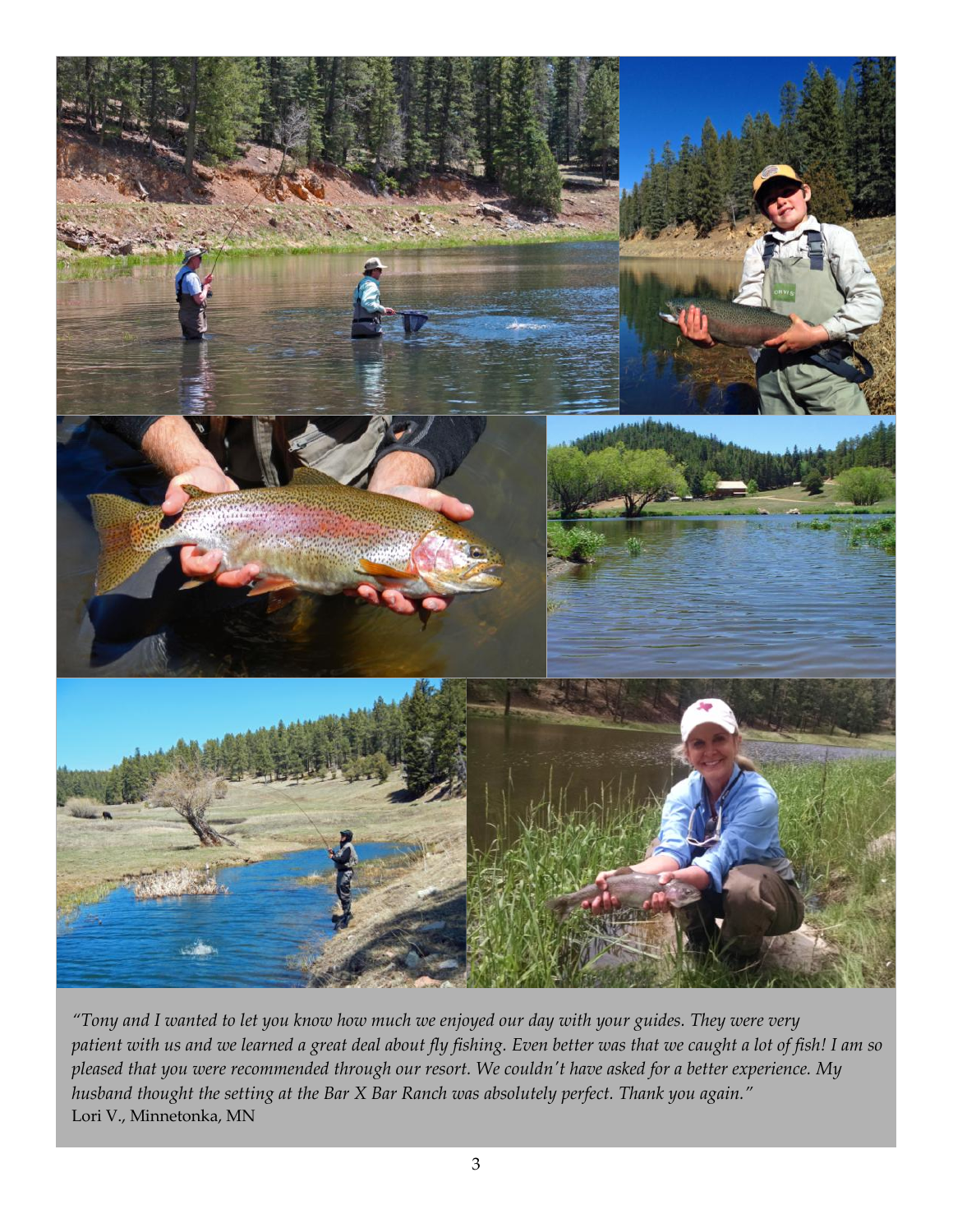*"Tony and I wanted to let you know how much we enjoyed our day with your guides. They were very patient with us and we learned a great deal about fly fishing. Even better was that we caught a lot of fish! I am so pleased that you were recommended through our resort. We couldn't have asked for a better experience. My husband thought the setting at the Bar X Bar Ranch was absolutely perfect. Thank you again."*

Lori V., Minnetonka, MN